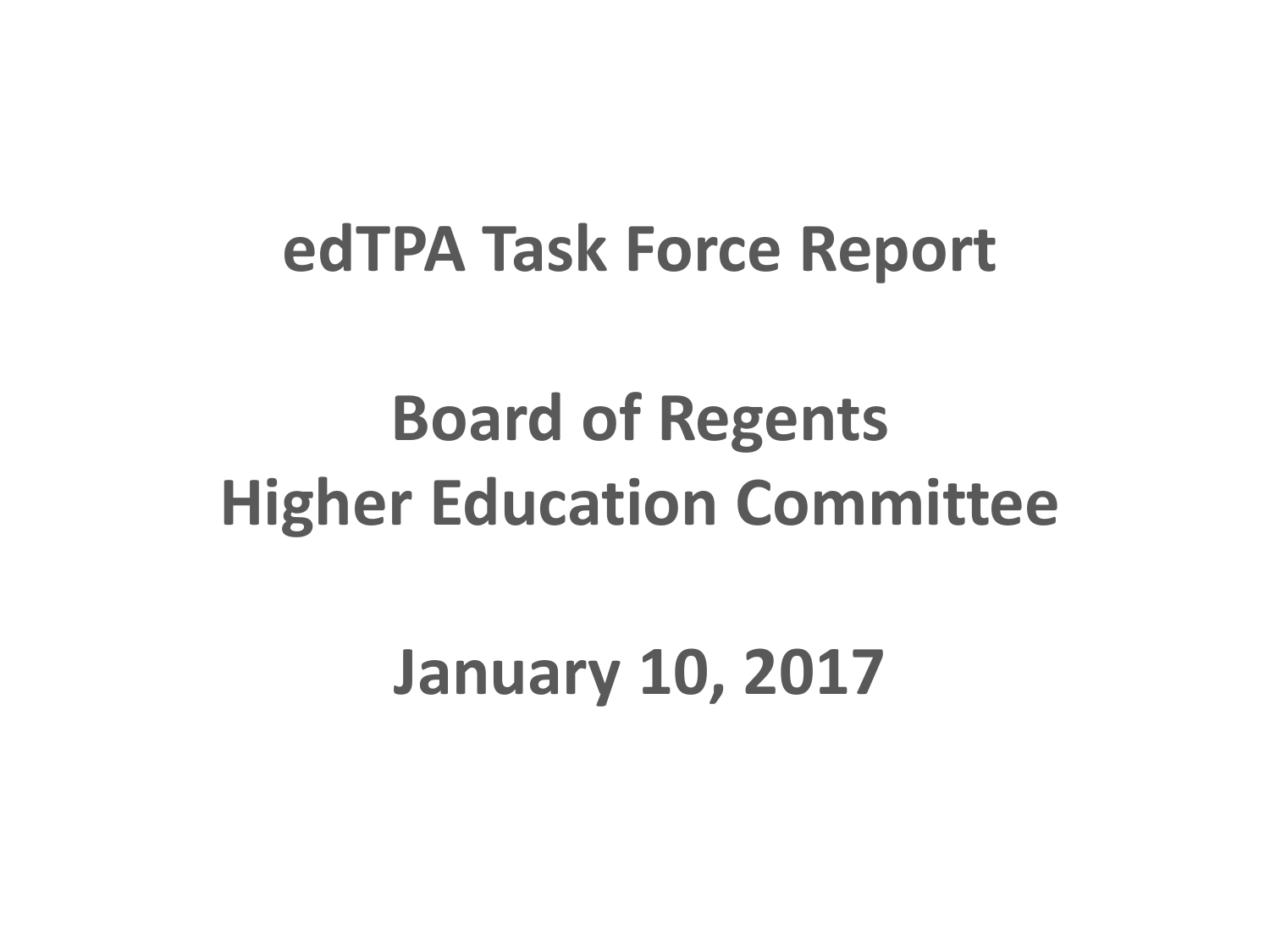# edTPA Task Force Report

## Board of Regents
## Higher Education Committee

## January 10, 2017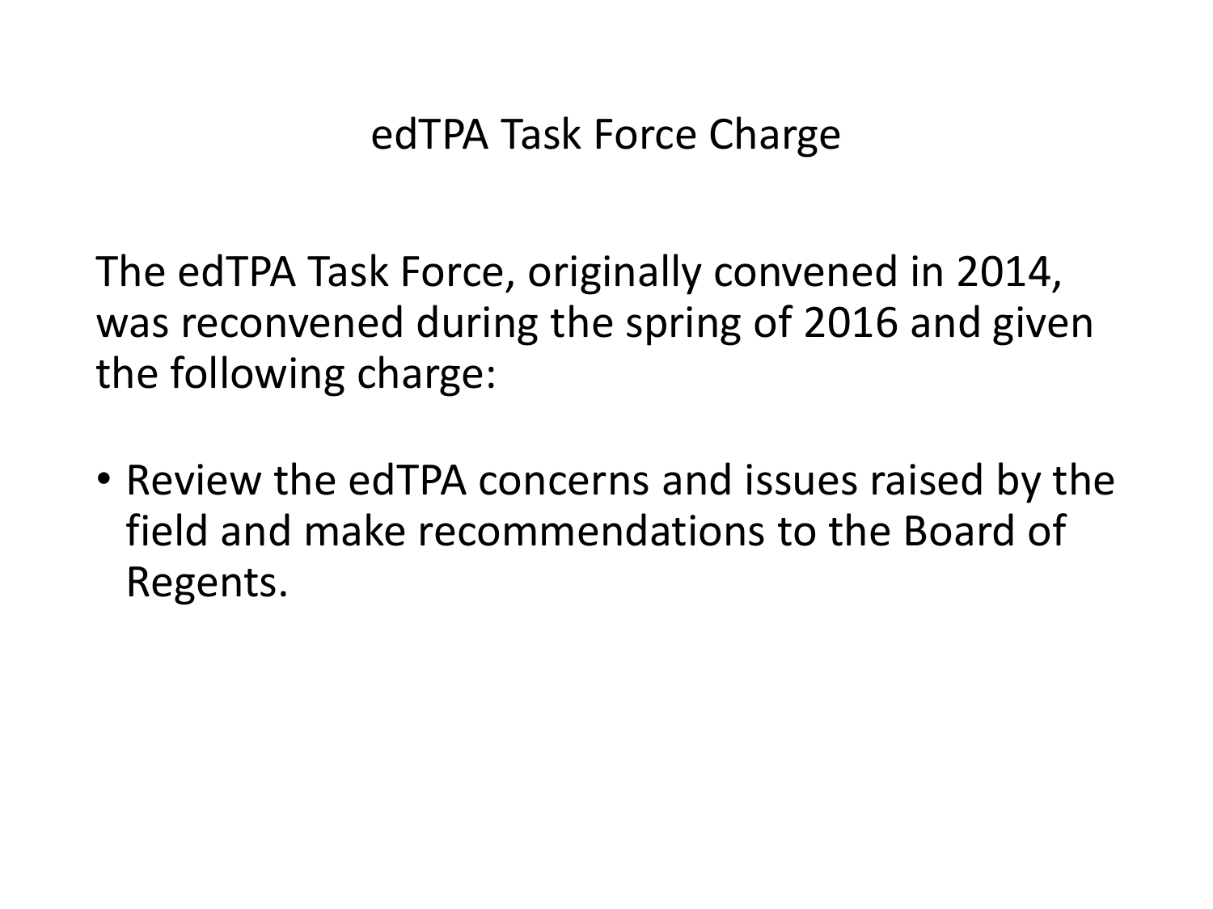# edTPA Task Force Charge

The edTPA Task Force, originally convened in 2014, was reconvened during the spring of 2016 and given the following charge:

- Review the edTPA concerns and issues raised by the field and make recommendations to the Board of Regents.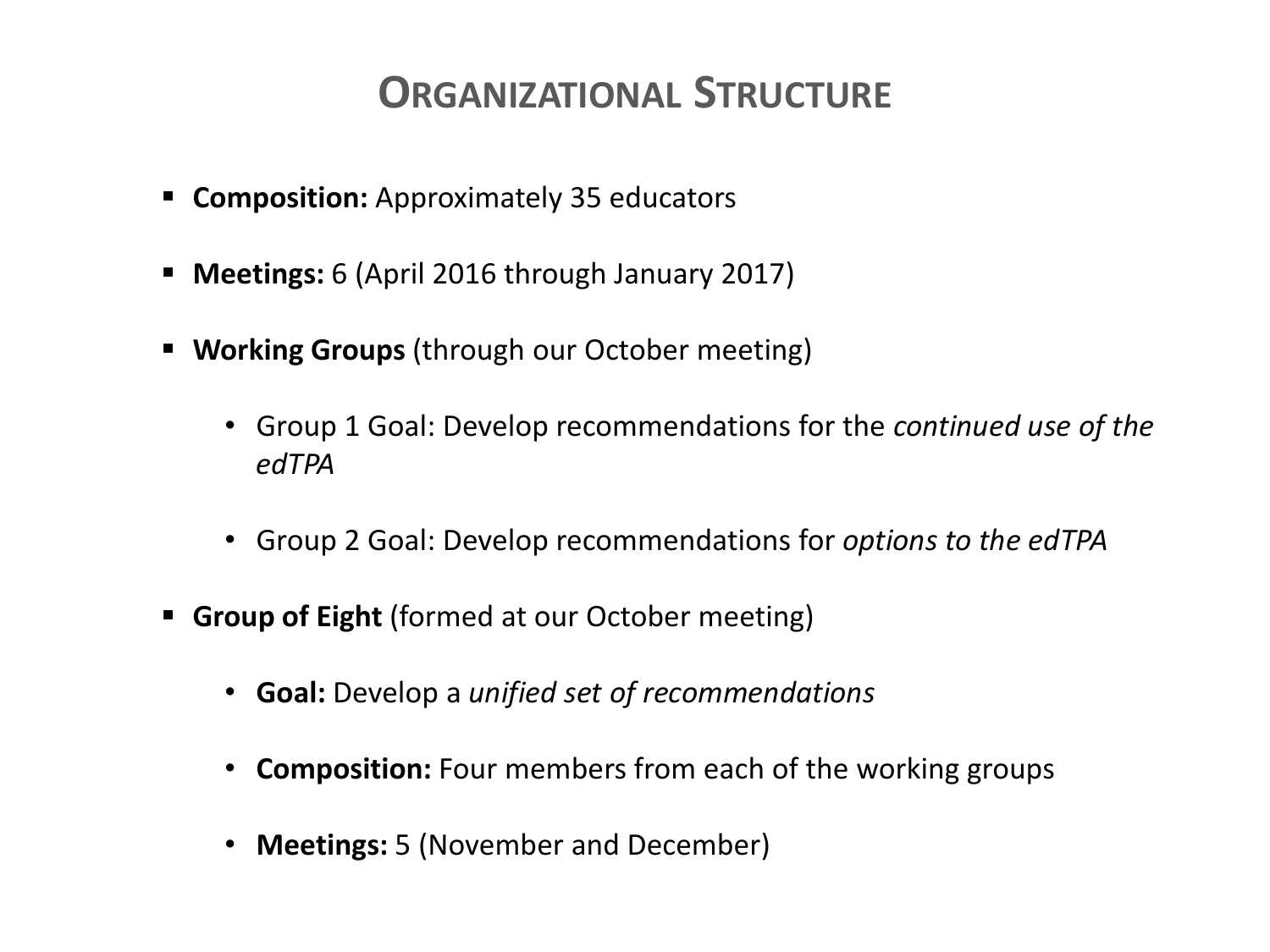# Organizational Structure

- **Composition:** Approximately 35 educators
- **Meetings:** 6 (April 2016 through January 2017)
- **Working Groups** (through our October meeting)
  - Group 1 Goal: Develop recommendations for the *continued use of the edTPA*
  - Group 2 Goal: Develop recommendations for *options to the edTPA*
- **Group of Eight** (formed at our October meeting)
  - **Goal:** Develop a *unified set of recommendations*
  - **Composition:** Four members from each of the working groups
  - **Meetings:** 5 (November and December)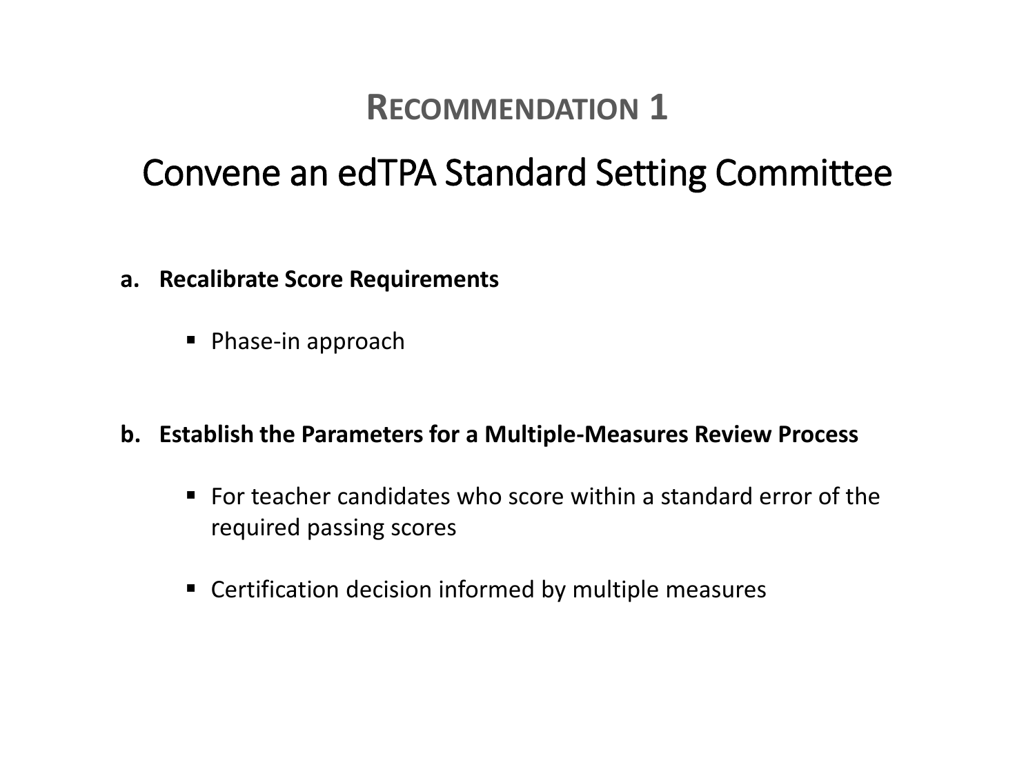## RECOMMENDATION 1

# Convene an edTPA Standard Setting Committee

**a. Recalibrate Score Requirements**

- Phase-in approach

**b. Establish the Parameters for a Multiple-Measures Review Process**

- For teacher candidates who score within a standard error of the required passing scores
- Certification decision informed by multiple measures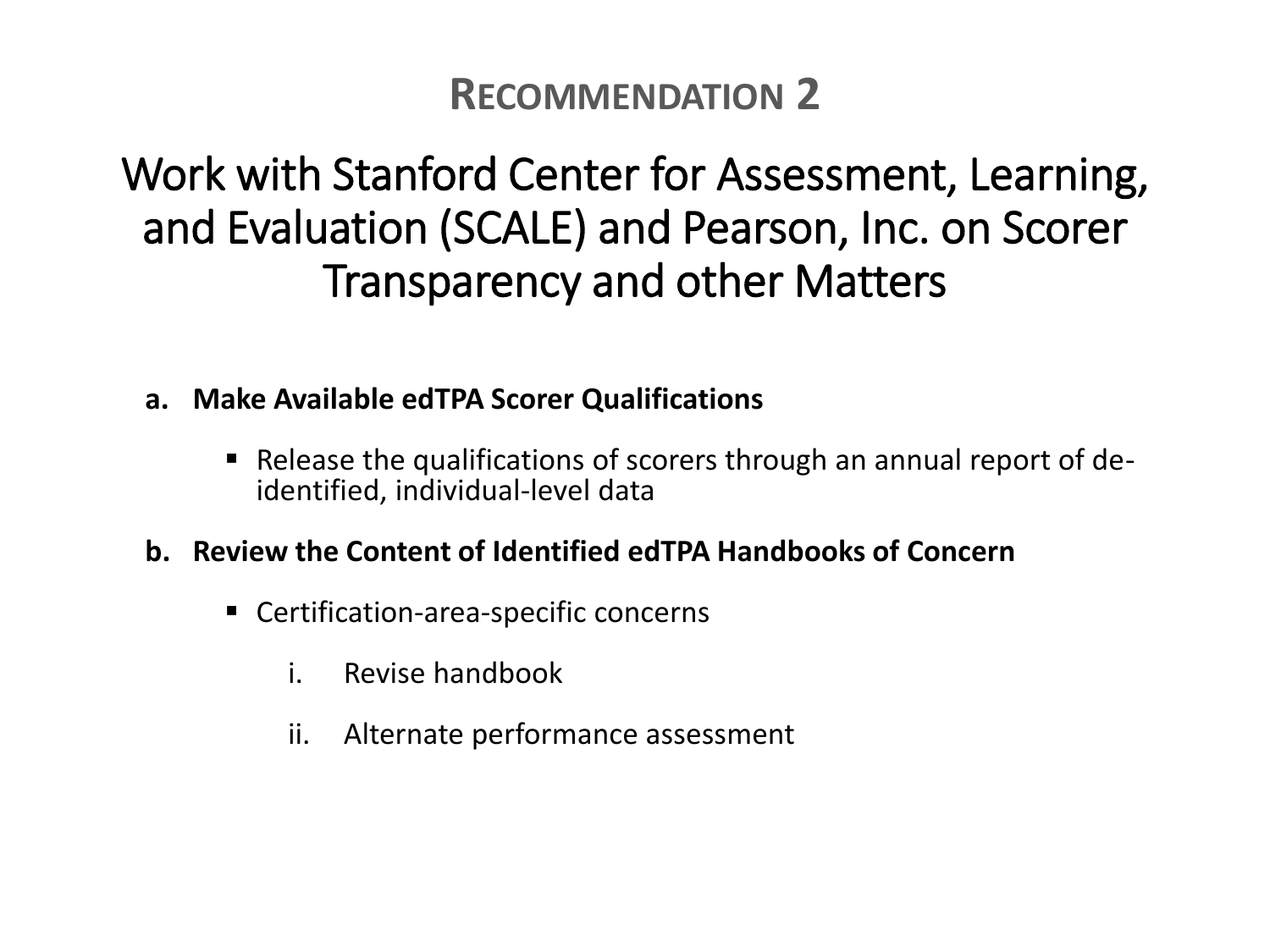# Recommendation 2

## Work with Stanford Center for Assessment, Learning, and Evaluation (SCALE) and Pearson, Inc. on Scorer Transparency and other Matters

**a. Make Available edTPA Scorer Qualifications**

- Release the qualifications of scorers through an annual report of de-identified, individual-level data

**b. Review the Content of Identified edTPA Handbooks of Concern**

- Certification-area-specific concerns
    - i. Revise handbook
    - ii. Alternate performance assessment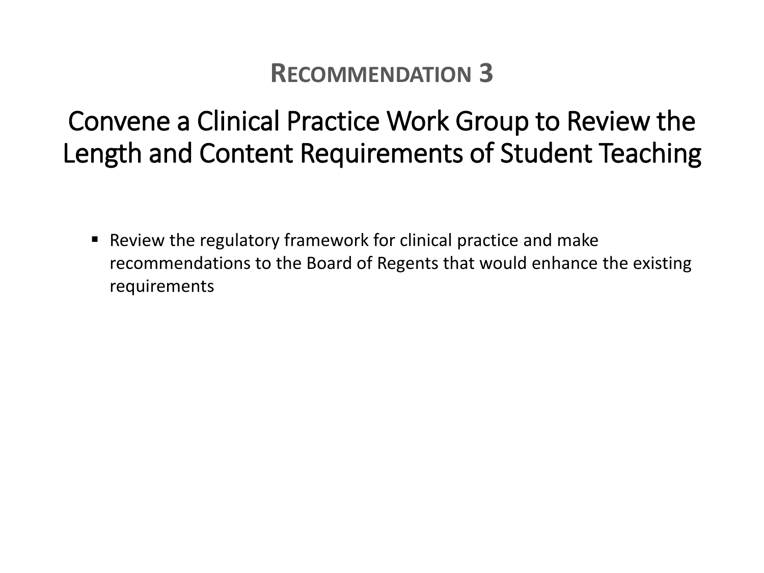## Recommendation 3

# Convene a Clinical Practice Work Group to Review the Length and Content Requirements of Student Teaching

- Review the regulatory framework for clinical practice and make recommendations to the Board of Regents that would enhance the existing requirements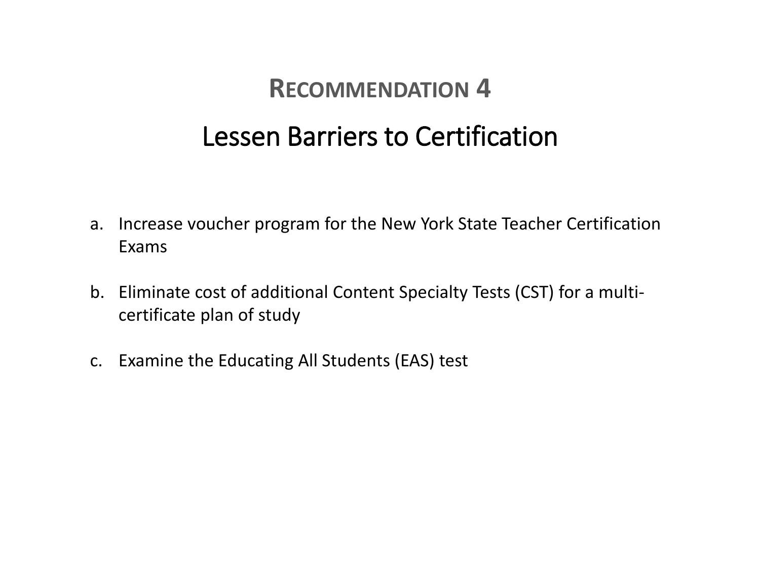## Recommendation 4

# Lessen Barriers to Certification

a. Increase voucher program for the New York State Teacher Certification Exams

b. Eliminate cost of additional Content Specialty Tests (CST) for a multi-certificate plan of study

c. Examine the Educating All Students (EAS) test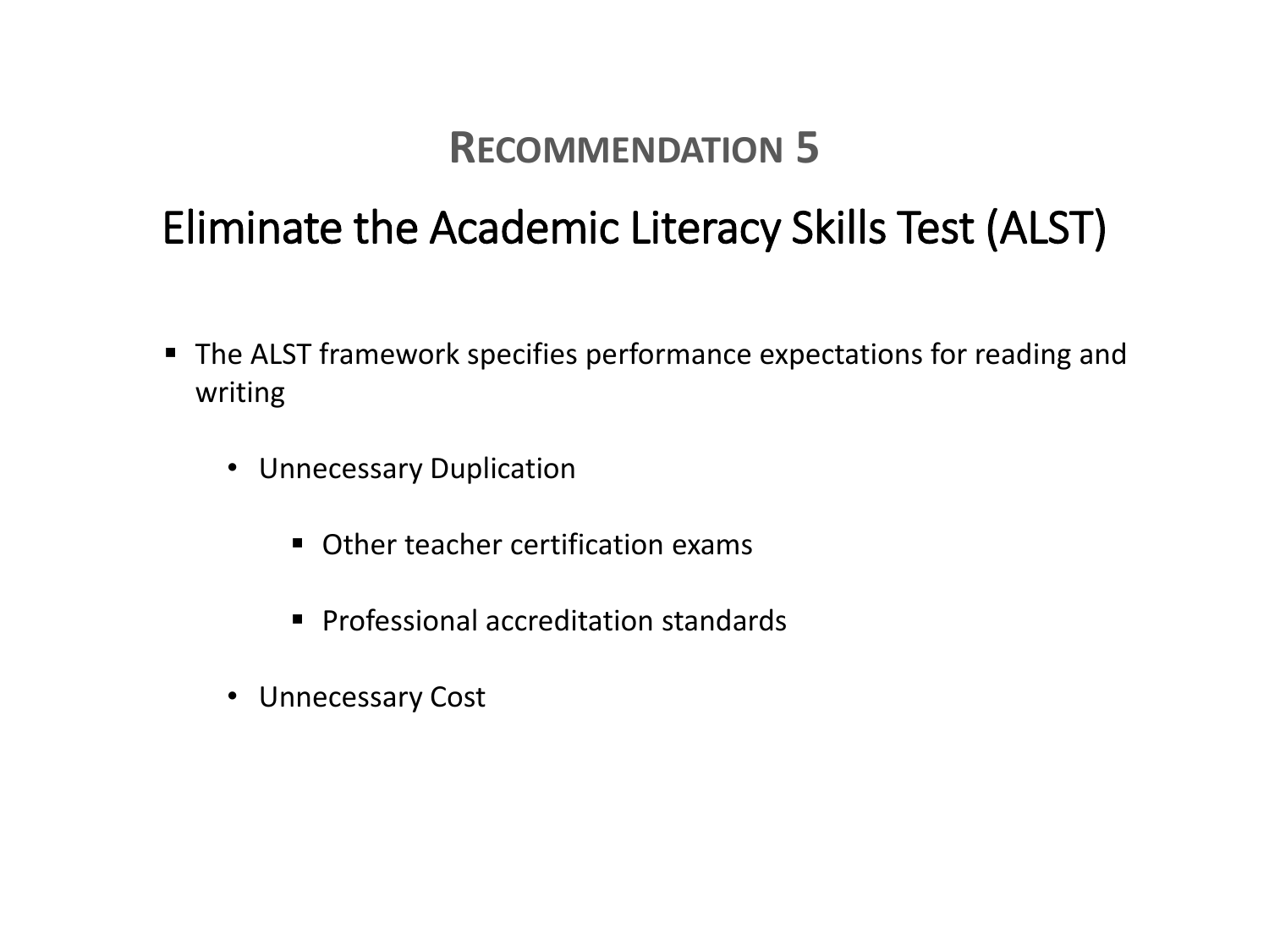## Recommendation 5

# Eliminate the Academic Literacy Skills Test (ALST)

- The ALST framework specifies performance expectations for reading and writing
  - Unnecessary Duplication
    - Other teacher certification exams
    - Professional accreditation standards
  - Unnecessary Cost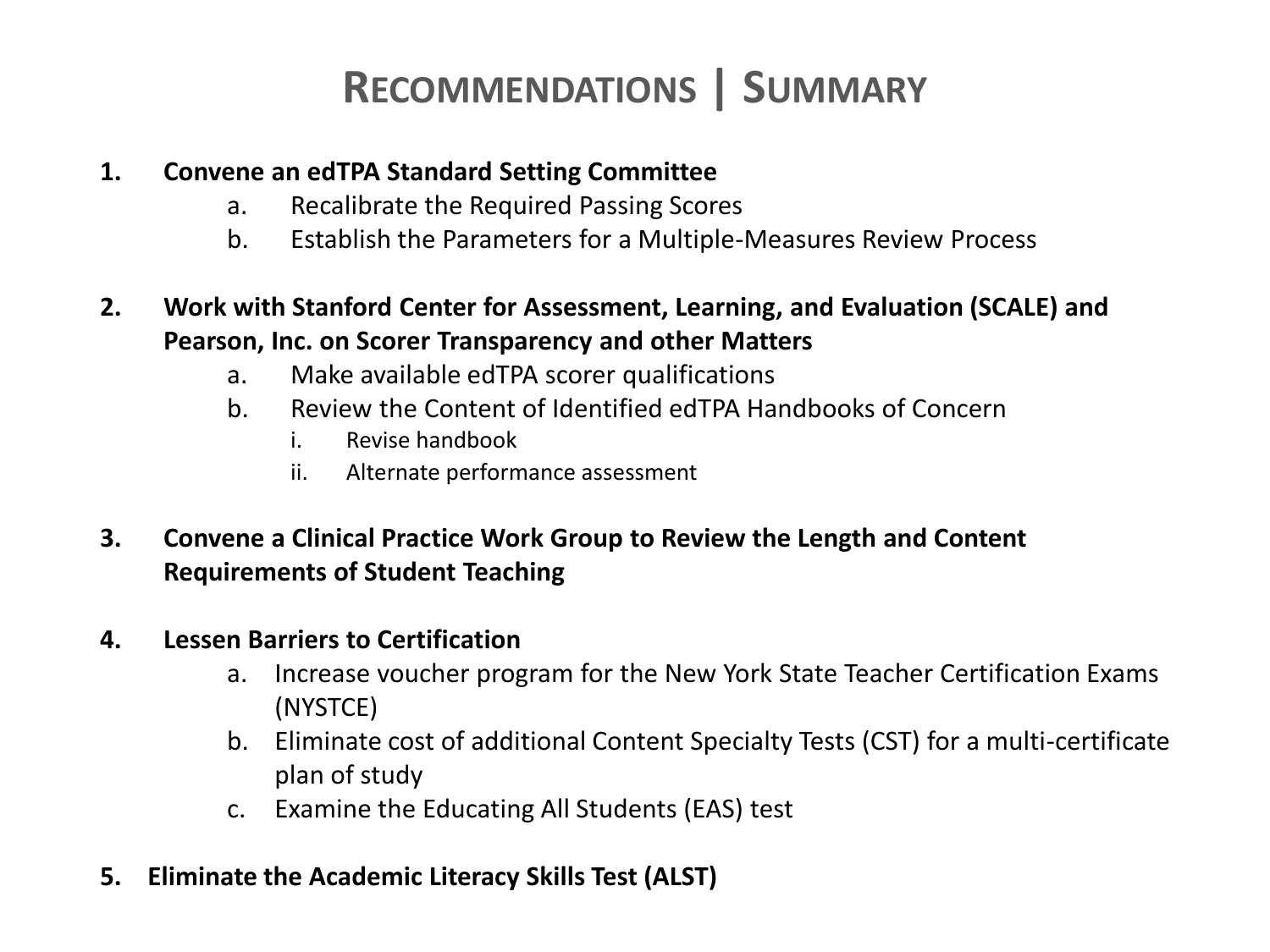# Recommendations | Summary

1. **Convene an edTPA Standard Setting Committee**
   a. Recalibrate the Required Passing Scores
   b. Establish the Parameters for a Multiple-Measures Review Process

2. **Work with Stanford Center for Assessment, Learning, and Evaluation (SCALE) and Pearson, Inc. on Scorer Transparency and other Matters**
   a. Make available edTPA scorer qualifications
   b. Review the Content of Identified edTPA Handbooks of Concern
      i. Revise handbook
      ii. Alternate performance assessment

3. **Convene a Clinical Practice Work Group to Review the Length and Content Requirements of Student Teaching**

4. **Lessen Barriers to Certification**
   a. Increase voucher program for the New York State Teacher Certification Exams (NYSTCE)
   b. Eliminate cost of additional Content Specialty Tests (CST) for a multi-certificate plan of study
   c. Examine the Educating All Students (EAS) test

5. **Eliminate the Academic Literacy Skills Test (ALST)**